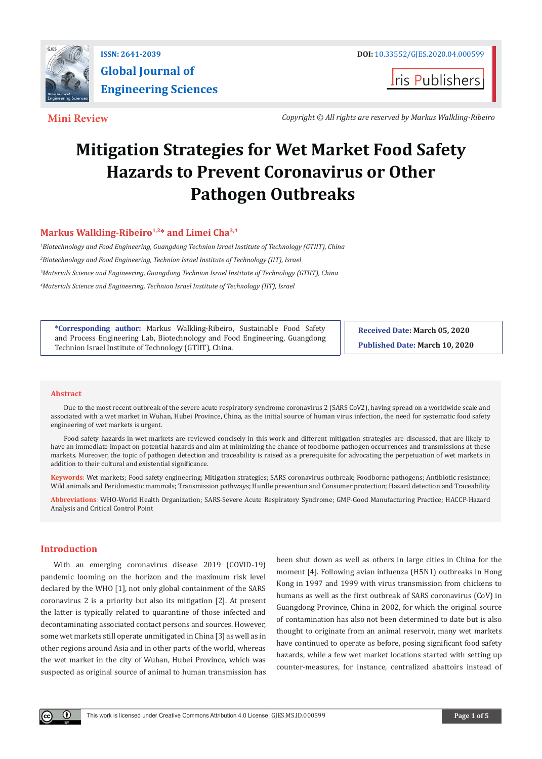ISSN: 2641-2039

**Global Journal of Engineering Sciences**

DOI: 10.33552/GJES.2020.04.000599

Iris Publishers

**Mini Review**

*Copyright © All rights are reserved by Markus Walkling-Ribeiro*

# Mitigation Strategies for Wet Market Food Safety Hazards to Prevent Coronavirus or Other Pathogen Outbreaks

**Markus Walkling-Ribeiro[1,2]* and Limei Cha[3,4]**

*[1]Biotechnology and Food Engineering, Guangdong Technion Israel Institute of Technology (GTIIT), China*

*[2]Biotechnology and Food Engineering, Technion Israel Institute of Technology (IIT), Israel*

*[3]Materials Science and Engineering, Guangdong Technion Israel Institute of Technology (GTIIT), China*

*[4]Materials Science and Engineering, Technion Israel Institute of Technology (IIT), Israel*

**\*Corresponding author:** Markus Walkling-Ribeiro, Sustainable Food Safety and Process Engineering Lab, Biotechnology and Food Engineering, Guangdong Technion Israel Institute of Technology (GTIIT), China.

**Received Date:** March 05, 2020

**Published Date:** March 10, 2020

## Abstract

Due to the most recent outbreak of the severe acute respiratory syndrome coronavirus 2 (SARS CoV2), having spread on a worldwide scale and associated with a wet market in Wuhan, Hubei Province, China, as the initial source of human virus infection, the need for systematic food safety engineering of wet markets is urgent.

Food safety hazards in wet markets are reviewed concisely in this work and different mitigation strategies are discussed, that are likely to have an immediate impact on potential hazards and aim at minimizing the chance of foodborne pathogen occurrences and transmissions at these markets. Moreover, the topic of pathogen detection and traceability is raised as a prerequisite for advocating the perpetuation of wet markets in addition to their cultural and existential significance.

**Keywords**: Wet markets; Food safety engineering; Mitigation strategies; SARS coronavirus outbreak; Foodborne pathogens; Antibiotic resistance; Wild animals and Peridomestic mammals; Transmission pathways; Hurdle prevention and Consumer protection; Hazard detection and Traceability

**Abbreviations**: WHO-World Health Organization; SARS-Severe Acute Respiratory Syndrome; GMP-Good Manufacturing Practice; HACCP-Hazard Analysis and Critical Control Point

## Introduction

With an emerging coronavirus disease 2019 (COVID-19) pandemic looming on the horizon and the maximum risk level declared by the WHO [1], not only global containment of the SARS coronavirus 2 is a priority but also its mitigation [2]. At present the latter is typically related to quarantine of those infected and decontaminating associated contact persons and sources. However, some wet markets still operate unmitigated in China [3] as well as in other regions around Asia and in other parts of the world, whereas the wet market in the city of Wuhan, Hubei Province, which was suspected as original source of animal to human transmission has been shut down as well as others in large cities in China for the moment [4]. Following avian influenza (H5N1) outbreaks in Hong Kong in 1997 and 1999 with virus transmission from chickens to humans as well as the first outbreak of SARS coronavirus (CoV) in Guangdong Province, China in 2002, for which the original source of contamination has also not been determined to date but is also thought to originate from an animal reservoir, many wet markets have continued to operate as before, posing significant food safety hazards, while a few wet market locations started with setting up counter-measures, for instance, centralized abattoirs instead of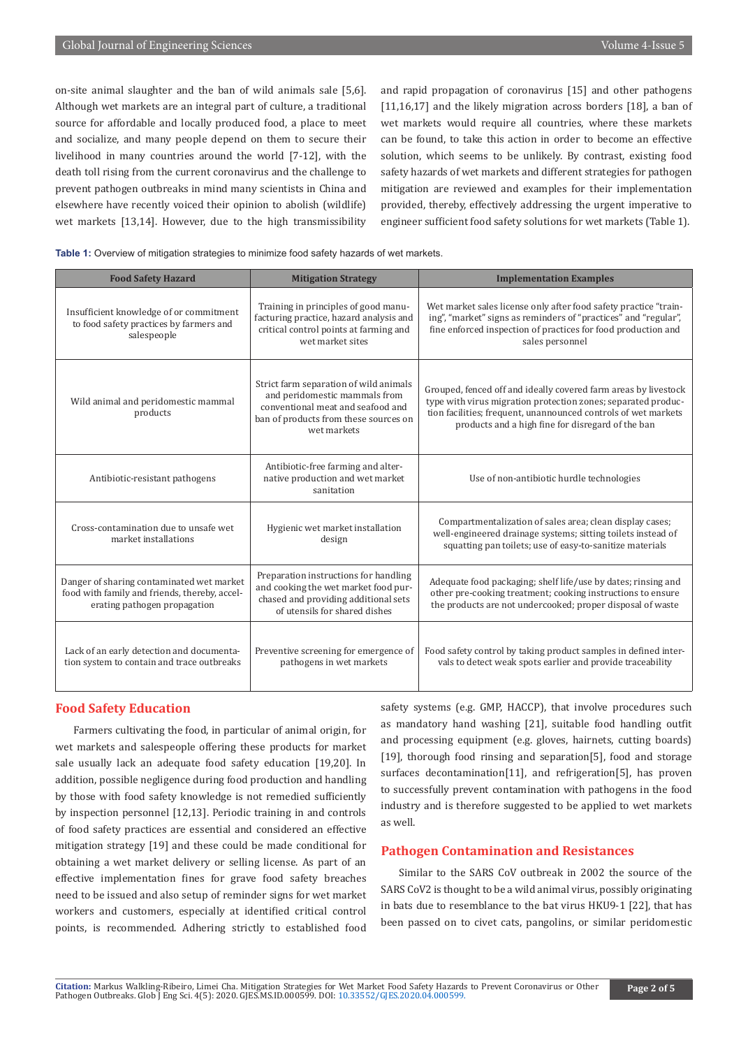on-site animal slaughter and the ban of wild animals sale [5,6]. Although wet markets are an integral part of culture, a traditional source for affordable and locally produced food, a place to meet and socialize, and many people depend on them to secure their livelihood in many countries around the world [7-12], with the death toll rising from the current coronavirus and the challenge to prevent pathogen outbreaks in mind many scientists in China and elsewhere have recently voiced their opinion to abolish (wildlife) wet markets [13,14]. However, due to the high transmissibility and rapid propagation of coronavirus [15] and other pathogens [11,16,17] and the likely migration across borders [18], a ban of wet markets would require all countries, where these markets can be found, to take this action in order to become an effective solution, which seems to be unlikely. By contrast, existing food safety hazards of wet markets and different strategies for pathogen mitigation are reviewed and examples for their implementation provided, thereby, effectively addressing the urgent imperative to engineer sufficient food safety solutions for wet markets (Table 1).

**Table 1:** Overview of mitigation strategies to minimize food safety hazards of wet markets.

| Food Safety Hazard | Mitigation Strategy | Implementation Examples |
|---|---|---|
| Insufficient knowledge of or commitment to food safety practices by farmers and salespeople | Training in principles of good manufacturing practice, hazard analysis and critical control points at farming and wet market sites | Wet market sales license only after food safety practice "training", "market" signs as reminders of "practices" and "regular", fine enforced inspection of practices for food production and sales personnel |
| Wild animal and peridomestic mammal products | Strict farm separation of wild animals and peridomestic mammals from conventional meat and seafood and ban of products from these sources on wet markets | Grouped, fenced off and ideally covered farm areas by livestock type with virus migration protection zones; separated production facilities; frequent, unannounced controls of wet markets products and a high fine for disregard of the ban |
| Antibiotic-resistant pathogens | Antibiotic-free farming and alternative production and wet market sanitation | Use of non-antibiotic hurdle technologies |
| Cross-contamination due to unsafe wet market installations | Hygienic wet market installation design | Compartmentalization of sales area; clean display cases; well-engineered drainage systems; sitting toilets instead of squatting pan toilets; use of easy-to-sanitize materials |
| Danger of sharing contaminated wet market food with family and friends, thereby, accelerating pathogen propagation | Preparation instructions for handling and cooking the wet market food purchased and providing additional sets of utensils for shared dishes | Adequate food packaging; shelf life/use by dates; rinsing and other pre-cooking treatment; cooking instructions to ensure the products are not undercooked; proper disposal of waste |
| Lack of an early detection and documentation system to contain and trace outbreaks | Preventive screening for emergence of pathogens in wet markets | Food safety control by taking product samples in defined intervals to detect weak spots earlier and provide traceability |

## Food Safety Education

Farmers cultivating the food, in particular of animal origin, for wet markets and salespeople offering these products for market sale usually lack an adequate food safety education [19,20]. In addition, possible negligence during food production and handling by those with food safety knowledge is not remedied sufficiently by inspection personnel [12,13]. Periodic training in and controls of food safety practices are essential and considered an effective mitigation strategy [19] and these could be made conditional for obtaining a wet market delivery or selling license. As part of an effective implementation fines for grave food safety breaches need to be issued and also setup of reminder signs for wet market workers and customers, especially at identified critical control points, is recommended. Adhering strictly to established food safety systems (e.g. GMP, HACCP), that involve procedures such as mandatory hand washing [21], suitable food handling outfit and processing equipment (e.g. gloves, hairnets, cutting boards) [19], thorough food rinsing and separation[5], food and storage surfaces decontamination[11], and refrigeration[5], has proven to successfully prevent contamination with pathogens in the food industry and is therefore suggested to be applied to wet markets as well.

## Pathogen Contamination and Resistances

Similar to the SARS CoV outbreak in 2002 the source of the SARS CoV2 is thought to be a wild animal virus, possibly originating in bats due to resemblance to the bat virus HKU9-1 [22], that has been passed on to civet cats, pangolins, or similar peridomestic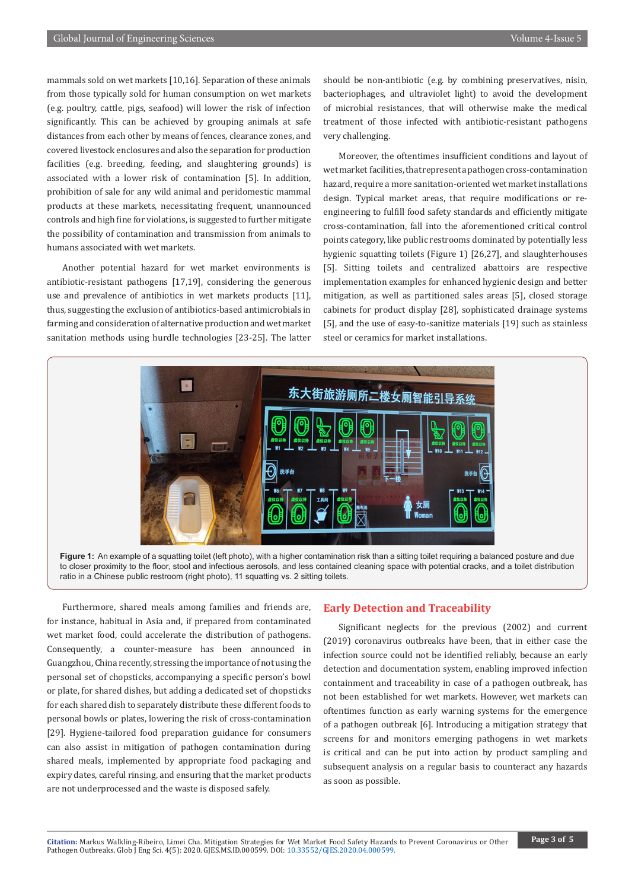mammals sold on wet markets [10,16]. Separation of these animals from those typically sold for human consumption on wet markets (e.g. poultry, cattle, pigs, seafood) will lower the risk of infection significantly. This can be achieved by grouping animals at safe distances from each other by means of fences, clearance zones, and covered livestock enclosures and also the separation for production facilities (e.g. breeding, feeding, and slaughtering grounds) is associated with a lower risk of contamination [5]. In addition, prohibition of sale for any wild animal and peridomestic mammal products at these markets, necessitating frequent, unannounced controls and high fine for violations, is suggested to further mitigate the possibility of contamination and transmission from animals to humans associated with wet markets.

Another potential hazard for wet market environments is antibiotic-resistant pathogens [17,19], considering the generous use and prevalence of antibiotics in wet markets products [11], thus, suggesting the exclusion of antibiotics-based antimicrobials in farming and consideration of alternative production and wet market sanitation methods using hurdle technologies [23-25]. The latter should be non-antibiotic (e.g. by combining preservatives, nisin, bacteriophages, and ultraviolet light) to avoid the development of microbial resistances, that will otherwise make the medical treatment of those infected with antibiotic-resistant pathogens very challenging.

Moreover, the oftentimes insufficient conditions and layout of wet market facilities, that represent a pathogen cross-contamination hazard, require a more sanitation-oriented wet market installations design. Typical market areas, that require modifications or re-engineering to fulfill food safety standards and efficiently mitigate cross-contamination, fall into the aforementioned critical control points category, like public restrooms dominated by potentially less hygienic squatting toilets (Figure 1) [26,27], and slaughterhouses [5]. Sitting toilets and centralized abattoirs are respective implementation examples for enhanced hygienic design and better mitigation, as well as partitioned sales areas [5], closed storage cabinets for product display [28], sophisticated drainage systems [5], and the use of easy-to-sanitize materials [19] such as stainless steel or ceramics for market installations.

**Figure 1:** An example of a squatting toilet (left photo), with a higher contamination risk than a sitting toilet requiring a balanced posture and due to closer proximity to the floor, stool and infectious aerosols, and less contained cleaning space with potential cracks, and a toilet distribution ratio in a Chinese public restroom (right photo), 11 squatting vs. 2 sitting toilets.

Furthermore, shared meals among families and friends are, for instance, habitual in Asia and, if prepared from contaminated wet market food, could accelerate the distribution of pathogens. Consequently, a counter-measure has been announced in Guangzhou, China recently, stressing the importance of not using the personal set of chopsticks, accompanying a specific person's bowl or plate, for shared dishes, but adding a dedicated set of chopsticks for each shared dish to separately distribute these different foods to personal bowls or plates, lowering the risk of cross-contamination [29]. Hygiene-tailored food preparation guidance for consumers can also assist in mitigation of pathogen contamination during shared meals, implemented by appropriate food packaging and expiry dates, careful rinsing, and ensuring that the market products are not underprocessed and the waste is disposed safely.

## Early Detection and Traceability

Significant neglects for the previous (2002) and current (2019) coronavirus outbreaks have been, that in either case the infection source could not be identified reliably, because an early detection and documentation system, enabling improved infection containment and traceability in case of a pathogen outbreak, has not been established for wet markets. However, wet markets can oftentimes function as early warning systems for the emergence of a pathogen outbreak [6]. Introducing a mitigation strategy that screens for and monitors emerging pathogens in wet markets is critical and can be put into action by product sampling and subsequent analysis on a regular basis to counteract any hazards as soon as possible.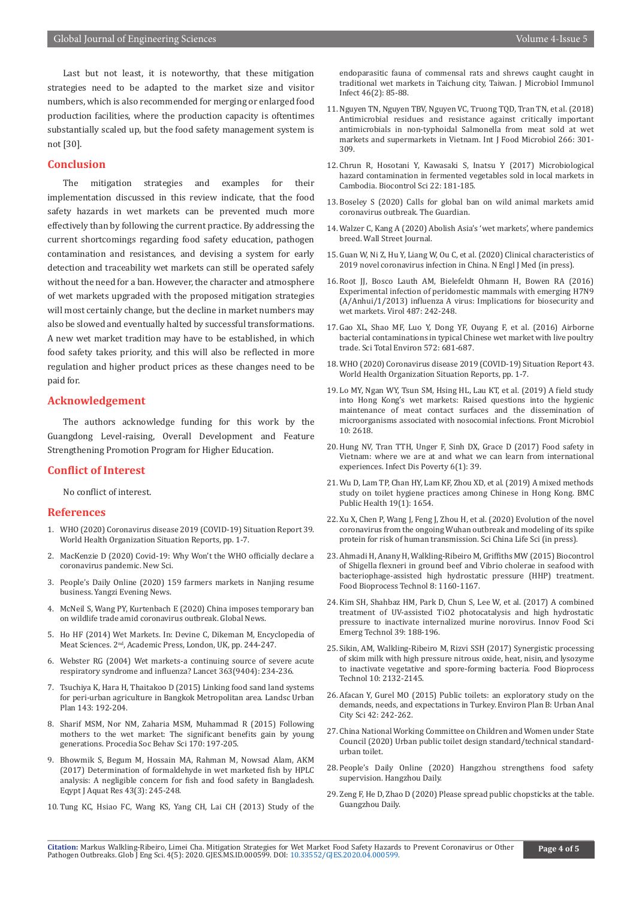Last but not least, it is noteworthy, that these mitigation strategies need to be adapted to the market size and visitor numbers, which is also recommended for merging or enlarged food production facilities, where the production capacity is oftentimes substantially scaled up, but the food safety management system is not [30].

## Conclusion

The mitigation strategies and examples for their implementation discussed in this review indicate, that the food safety hazards in wet markets can be prevented much more effectively than by following the current practice. By addressing the current shortcomings regarding food safety education, pathogen contamination and resistances, and devising a system for early detection and traceability wet markets can still be operated safely without the need for a ban. However, the character and atmosphere of wet markets upgraded with the proposed mitigation strategies will most certainly change, but the decline in market numbers may also be slowed and eventually halted by successful transformations. A new wet market tradition may have to be established, in which food safety takes priority, and this will also be reflected in more regulation and higher product prices as these changes need to be paid for.

## Acknowledgement

The authors acknowledge funding for this work by the Guangdong Level-raising, Overall Development and Feature Strengthening Promotion Program for Higher Education.

## Conflict of Interest

No conflict of interest.

## References

1. WHO (2020) Coronavirus disease 2019 (COVID-19) Situation Report 39. World Health Organization Situation Reports, pp. 1-7.
2. MacKenzie D (2020) Covid-19: Why Won't the WHO officially declare a coronavirus pandemic. New Sci.
3. People's Daily Online (2020) 159 farmers markets in Nanjing resume business. Yangzi Evening News.
4. McNeil S, Wang PY, Kurtenbach E (2020) China imposes temporary ban on wildlife trade amid coronavirus outbreak. Global News.
5. Ho HF (2014) Wet Markets. In: Devine C, Dikeman M, Encyclopedia of Meat Sciences. 2nd, Academic Press, London, UK, pp. 244-247.
6. Webster RG (2004) Wet markets-a continuing source of severe acute respiratory syndrome and influenza? Lancet 363(9404): 234-236.
7. Tsuchiya K, Hara H, Thaitakoo D (2015) Linking food sand land systems for peri-urban agriculture in Bangkok Metropolitan area. Landsc Urban Plan 143: 192-204.
8. Sharif MSM, Nor NM, Zaharia MSM, Muhammad R (2015) Following mothers to the wet market: The significant benefits gain by young generations. Procedia Soc Behav Sci 170: 197-205.
9. Bhowmik S, Begum M, Hossain MA, Rahman M, Nowsad Alam, AKM (2017) Determination of formaldehyde in wet marketed fish by HPLC analysis: A negligible concern for fish and food safety in Bangladesh. Egypt J Aquat Res 43(3): 245-248.
10. Tung KC, Hsiao FC, Wang KS, Yang CH, Lai CH (2013) Study of the endoparasitic fauna of commensal rats and shrews caught caught in traditional wet markets in Taichung city, Taiwan. J Microbiol Immunol Infect 46(2): 85-88.
11. Nguyen TN, Nguyen TBV, Nguyen VC, Truong TQD, Tran TN, et al. (2018) Antimicrobial residues and resistance against critically important antimicrobials in non-typhoidal Salmonella from meat sold at wet markets and supermarkets in Vietnam. Int J Food Microbiol 266: 301-309.
12. Chrun R, Hosotani Y, Kawasaki S, Inatsu Y (2017) Microbiological hazard contamination in fermented vegetables sold in local markets in Cambodia. Biocontrol Sci 22: 181-185.
13. Boseley S (2020) Calls for global ban on wild animal markets amid coronavirus outbreak. The Guardian.
14. Walzer C, Kang A (2020) Abolish Asia's 'wet markets', where pandemics breed. Wall Street Journal.
15. Guan W, Ni Z, Hu Y, Liang W, Ou C, et al. (2020) Clinical characteristics of 2019 novel coronavirus infection in China. N Engl J Med (in press).
16. Root JJ, Bosco Lauth AM, Bielefeldt Ohmann H, Bowen RA (2016) Experimental infection of peridomestic mammals with emerging H7N9 (A/Anhui/1/2013) influenza A virus: Implications for biosecurity and wet markets. Virol 487: 242-248.
17. Gao XL, Shao MF, Luo Y, Dong YF, Ouyang F, et al. (2016) Airborne bacterial contaminations in typical Chinese wet market with live poultry trade. Sci Total Environ 572: 681-687.
18. WHO (2020) Coronavirus disease 2019 (COVID-19) Situation Report 43. World Health Organization Situation Reports, pp. 1-7.
19. Lo MY, Ngan WY, Tsun SM, Hsing HL, Lau KT, et al. (2019) A field study into Hong Kong's wet markets: Raised questions into the hygienic maintenance of meat contact surfaces and the dissemination of microorganisms associated with nosocomial infections. Front Microbiol 10: 2618.
20. Hung NV, Tran TTH, Unger F, Sinh DX, Grace D (2017) Food safety in Vietnam: where we are at and what we can learn from international experiences. Infect Dis Poverty 6(1): 39.
21. Wu D, Lam TP, Chan HY, Lam KF, Zhou XD, et al. (2019) A mixed methods study on toilet hygiene practices among Chinese in Hong Kong. BMC Public Health 19(1): 1654.
22. Xu X, Chen P, Wang J, Feng J, Zhou H, et al. (2020) Evolution of the novel coronavirus from the ongoing Wuhan outbreak and modeling of its spike protein for risk of human transmission. Sci China Life Sci (in press).
23. Ahmadi H, Anany H, Walkling-Ribeiro M, Griffiths MW (2015) Biocontrol of Shigella flexneri in ground beef and Vibrio cholerae in seafood with bacteriophage-assisted high hydrostatic pressure (HHP) treatment. Food Bioprocess Technol 8: 1160-1167.
24. Kim SH, Shahbaz HM, Park D, Chun S, Lee W, et al. (2017) A combined treatment of UV-assisted $TiO_2$ photocatalysis and high hydrostatic pressure to inactivate internalized murine norovirus. Innov Food Sci Emerg Technol 39: 188-196.
25. Sikin, AM, Walkling-Ribeiro M, Rizvi SSH (2017) Synergistic processing of skim milk with high pressure nitrous oxide, heat, nisin, and lysozyme to inactivate vegetative and spore-forming bacteria. Food Bioprocess Technol 10: 2132-2145.
26. Afacan Y, Gurel MO (2015) Public toilets: an exploratory study on the demands, needs, and expectations in Turkey. Environ Plan B: Urban Anal City Sci 42: 242-262.
27. China National Working Committee on Children and Women under State Council (2020) Urban public toilet design standard/technical standard-urban toilet.
28. People's Daily Online (2020) Hangzhou strengthens food safety supervision. Hangzhou Daily.
29. Zeng F, He D, Zhao D (2020) Please spread public chopsticks at the table. Guangzhou Daily.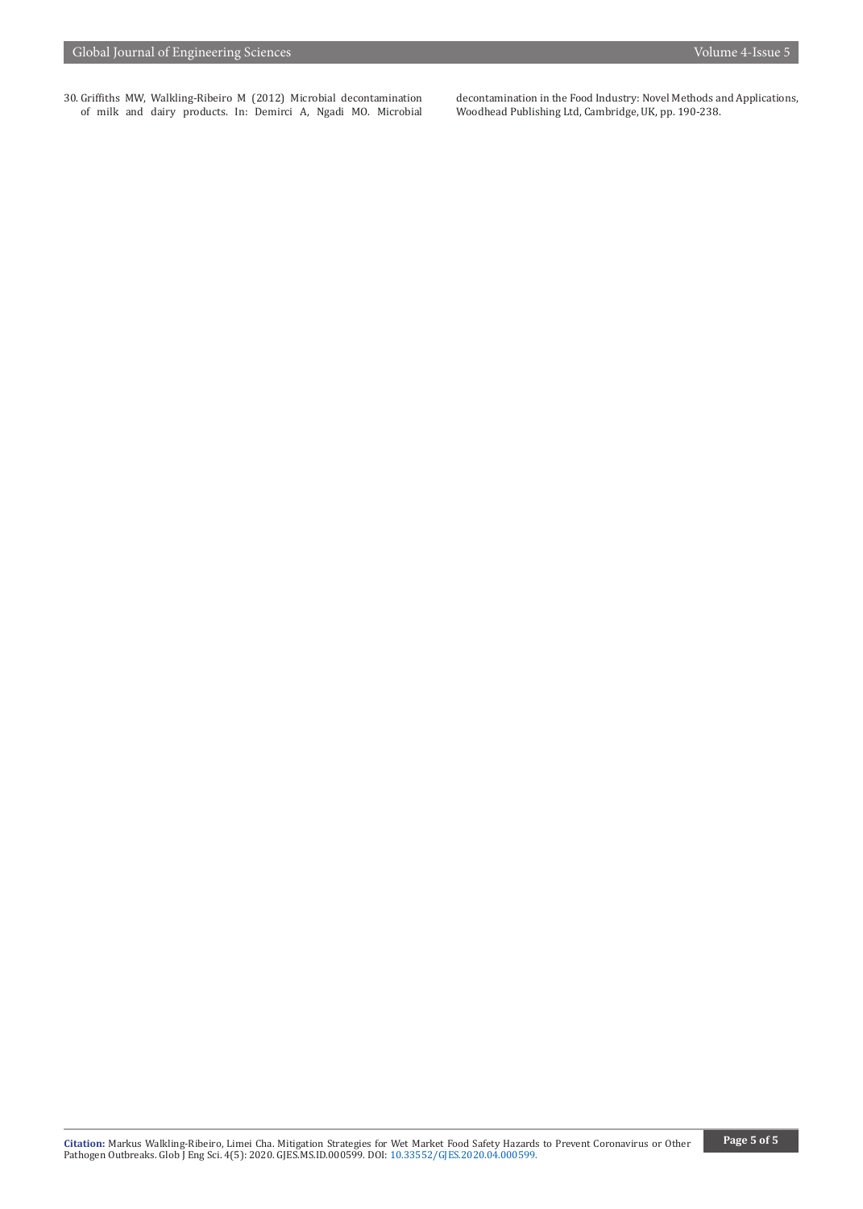30. Griffiths MW, Walkling-Ribeiro M (2012) Microbial decontamination of milk and dairy products. In: Demirci A, Ngadi MO. Microbial decontamination in the Food Industry: Novel Methods and Applications, Woodhead Publishing Ltd, Cambridge, UK, pp. 190-238.